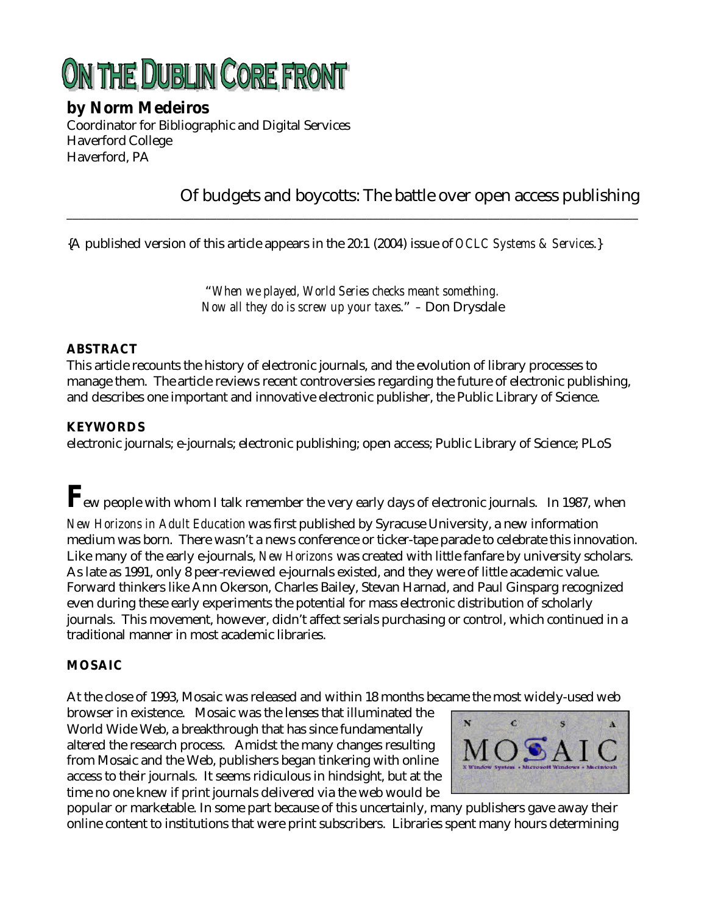# ON THE DUBLIN CORE FRONT

**by Norm Medeiros**
Coordinator for Bibliographic and Digital Services
Haverford College
Haverford, PA

## Of budgets and boycotts: The battle over open access publishing

{A published version of this article appears in the 20:1 (2004) issue of *OCLC Systems & Services*.}

> "*When we played, World Series checks meant something. Now all they do is screw up your taxes*." – Don Drysdale

**ABSTRACT**

This article recounts the history of electronic journals, and the evolution of library processes to manage them. The article reviews recent controversies regarding the future of electronic publishing, and describes one important and innovative electronic publisher, the Public Library of Science.

**KEYWORDS**

electronic journals; e-journals; electronic publishing; open access; Public Library of Science; PLoS

Few people with whom I talk remember the very early days of electronic journals. In 1987, when *New Horizons in Adult Education* was first published by Syracuse University, a new information medium was born. There wasn't a news conference or ticker-tape parade to celebrate this innovation. Like many of the early e-journals, *New Horizons* was created with little fanfare by university scholars. As late as 1991, only 8 peer-reviewed e-journals existed, and they were of little academic value. Forward thinkers like Ann Okerson, Charles Bailey, Stevan Harnad, and Paul Ginsparg recognized even during these early experiments the potential for mass electronic distribution of scholarly journals. This movement, however, didn't affect serials purchasing or control, which continued in a traditional manner in most academic libraries.

**MOSAIC**

At the close of 1993, Mosaic was released and within 18 months became the most widely-used web browser in existence. Mosaic was the lenses that illuminated the World Wide Web, a breakthrough that has since fundamentally altered the research process. Amidst the many changes resulting from Mosaic and the Web, publishers began tinkering with online access to their journals. It seems ridiculous in hindsight, but at the time no one knew if print journals delivered via the web would be popular or marketable. In some part because of this uncertainly, many publishers gave away their online content to institutions that were print subscribers. Libraries spent many hours determining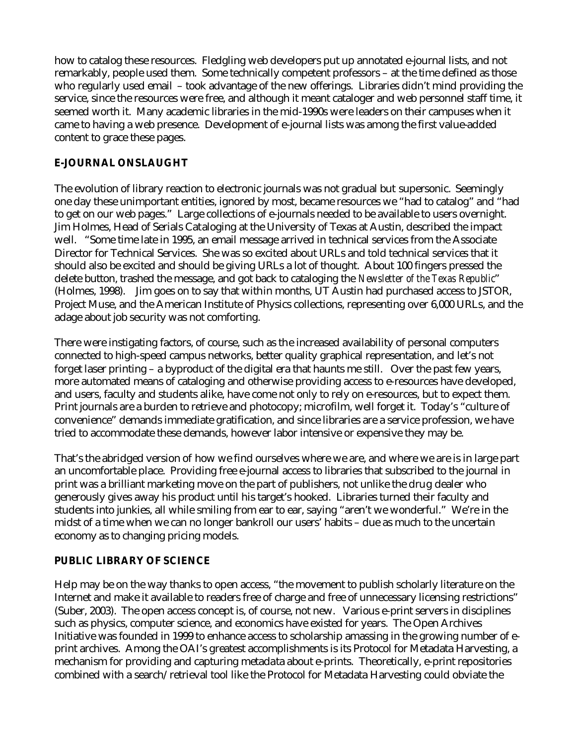how to catalog these resources. Fledgling web developers put up annotated e-journal lists, and not remarkably, people used them. Some technically competent professors – at the time defined as those who regularly used email – took advantage of the new offerings. Libraries didn't mind providing the service, since the resources were free, and although it meant cataloger and web personnel staff time, it seemed worth it. Many academic libraries in the mid-1990s were leaders on their campuses when it came to having a web presence. Development of e-journal lists was among the first value-added content to grace these pages.

## E-JOURNAL ONSLAUGHT

The evolution of library reaction to electronic journals was not gradual but supersonic. Seemingly one day these unimportant entities, ignored by most, became resources we "had to catalog" and "had to get on our web pages." Large collections of e-journals needed to be available to users overnight. Jim Holmes, Head of Serials Cataloging at the University of Texas at Austin, described the impact well. "Some time late in 1995, an email message arrived in technical services from the Associate Director for Technical Services. She was so excited about URLs and told technical services that it should also be excited and should be giving URLs a lot of thought. About 100 fingers pressed the delete button, trashed the message, and got back to cataloging the *Newsletter of the Texas Republic*" (Holmes, 1998). Jim goes on to say that within months, UT Austin had purchased access to JSTOR, Project Muse, and the American Institute of Physics collections, representing over 6,000 URLs, and the adage about job security was not comforting.

There were instigating factors, of course, such as the increased availability of personal computers connected to high-speed campus networks, better quality graphical representation, and let's not forget laser printing – a byproduct of the digital era that haunts me still. Over the past few years, more automated means of cataloging and otherwise providing access to e-resources have developed, and users, faculty and students alike, have come not only to rely on e-resources, but to expect them. Print journals are a burden to retrieve and photocopy; microfilm, well forget it. Today's "culture of convenience" demands immediate gratification, and since libraries are a service profession, we have tried to accommodate these demands, however labor intensive or expensive they may be.

That's the abridged version of how we find ourselves where we are, and where we are is in large part an uncomfortable place. Providing free e-journal access to libraries that subscribed to the journal in print was a brilliant marketing move on the part of publishers, not unlike the drug dealer who generously gives away his product until his target's hooked. Libraries turned their faculty and students into junkies, all while smiling from ear to ear, saying "aren't we wonderful." We're in the midst of a time when we can no longer bankroll our users' habits – due as much to the uncertain economy as to changing pricing models.

## PUBLIC LIBRARY OF SCIENCE

Help may be on the way thanks to open access, "the movement to publish scholarly literature on the Internet and make it available to readers free of charge and free of unnecessary licensing restrictions" (Suber, 2003). The open access concept is, of course, not new. Various e-print servers in disciplines such as physics, computer science, and economics have existed for years. The Open Archives Initiative was founded in 1999 to enhance access to scholarship amassing in the growing number of e-print archives. Among the OAI's greatest accomplishments is its Protocol for Metadata Harvesting, a mechanism for providing and capturing metadata about e-prints. Theoretically, e-print repositories combined with a search/retrieval tool like the Protocol for Metadata Harvesting could obviate the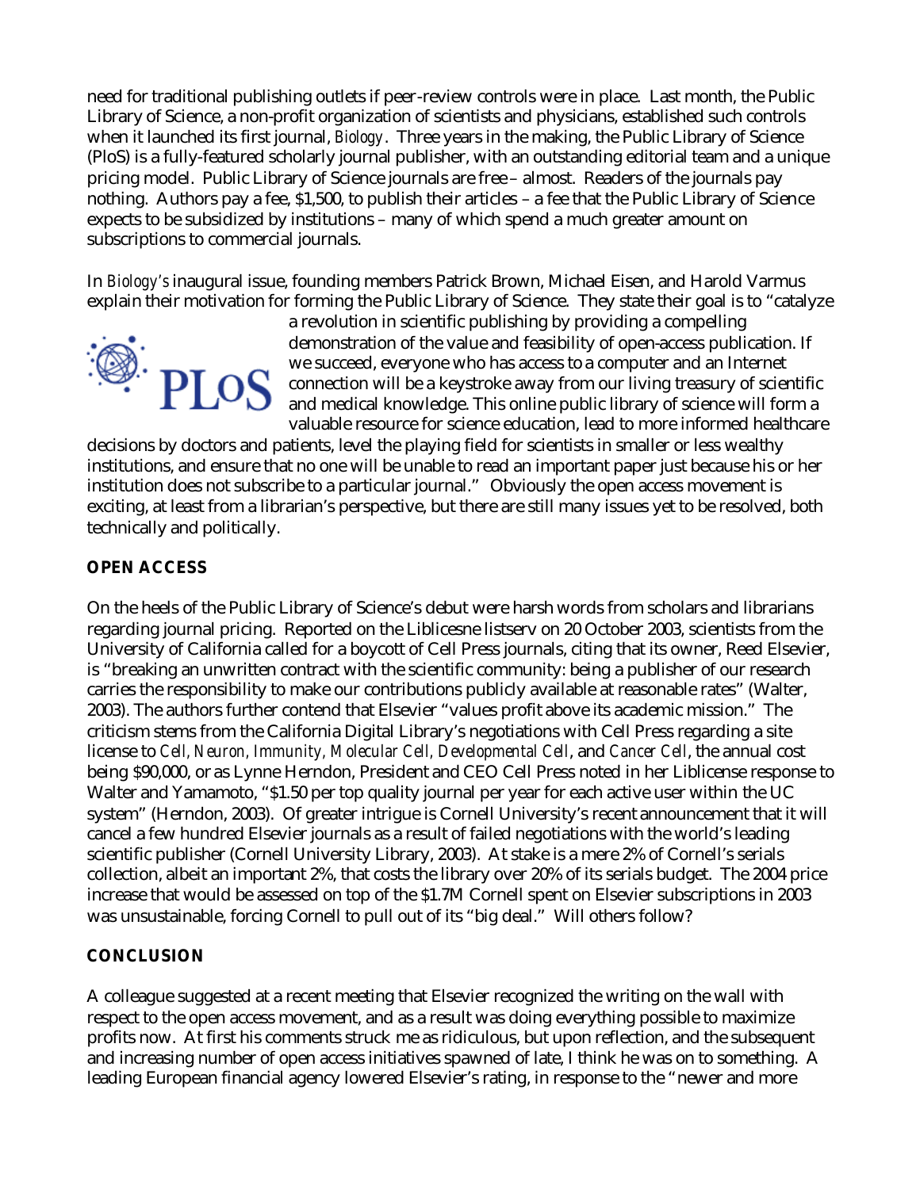need for traditional publishing outlets if peer-review controls were in place. Last month, the Public Library of Science, a non-profit organization of scientists and physicians, established such controls when it launched its first journal, *Biology*. Three years in the making, the Public Library of Science (PloS) is a fully-featured scholarly journal publisher, with an outstanding editorial team and a unique pricing model. Public Library of Science journals are free – almost. Readers of the journals pay nothing. Authors pay a fee, $1,500, to publish their articles – a fee that the Public Library of Science expects to be subsidized by institutions – many of which spend a much greater amount on subscriptions to commercial journals.

In *Biology's* inaugural issue, founding members Patrick Brown, Michael Eisen, and Harold Varmus explain their motivation for forming the Public Library of Science. They state their goal is to "catalyze a revolution in scientific publishing by providing a compelling demonstration of the value and feasibility of open-access publication. If we succeed, everyone who has access to a computer and an Internet connection will be a keystroke away from our living treasury of scientific and medical knowledge. This online public library of science will form a valuable resource for science education, lead to more informed healthcare decisions by doctors and patients, level the playing field for scientists in smaller or less wealthy institutions, and ensure that no one will be unable to read an important paper just because his or her institution does not subscribe to a particular journal." Obviously the open access movement is exciting, at least from a librarian's perspective, but there are still many issues yet to be resolved, both technically and politically.

**OPEN ACCESS**

On the heels of the Public Library of Science's debut were harsh words from scholars and librarians regarding journal pricing. Reported on the Liblicesne listserv on 20 October 2003, scientists from the University of California called for a boycott of Cell Press journals, citing that its owner, Reed Elsevier, is "breaking an unwritten contract with the scientific community: being a publisher of our research carries the responsibility to make our contributions publicly available at reasonable rates" (Walter, 2003). The authors further contend that Elsevier "values profit above its academic mission." The criticism stems from the California Digital Library's negotiations with Cell Press regarding a site license to *Cell*, *Neuron*, *Immunity*, *Molecular Cell*, *Developmental Cell*, and *Cancer Cell*, the annual cost being $90,000, or as Lynne Herndon, President and CEO Cell Press noted in her Liblicense response to Walter and Yamamoto, "$1.50 per top quality journal per year for each active user within the UC system" (Herndon, 2003). Of greater intrigue is Cornell University's recent announcement that it will cancel a few hundred Elsevier journals as a result of failed negotiations with the world's leading scientific publisher (Cornell University Library, 2003). At stake is a mere 2% of Cornell's serials collection, albeit an important 2%, that costs the library over 20% of its serials budget. The 2004 price increase that would be assessed on top of the $1.7M Cornell spent on Elsevier subscriptions in 2003 was unsustainable, forcing Cornell to pull out of its "big deal." Will others follow?

**CONCLUSION**

A colleague suggested at a recent meeting that Elsevier recognized the writing on the wall with respect to the open access movement, and as a result was doing everything possible to maximize profits now. At first his comments struck me as ridiculous, but upon reflection, and the subsequent and increasing number of open access initiatives spawned of late, I think he was on to something. A leading European financial agency lowered Elsevier's rating, in response to the "newer and more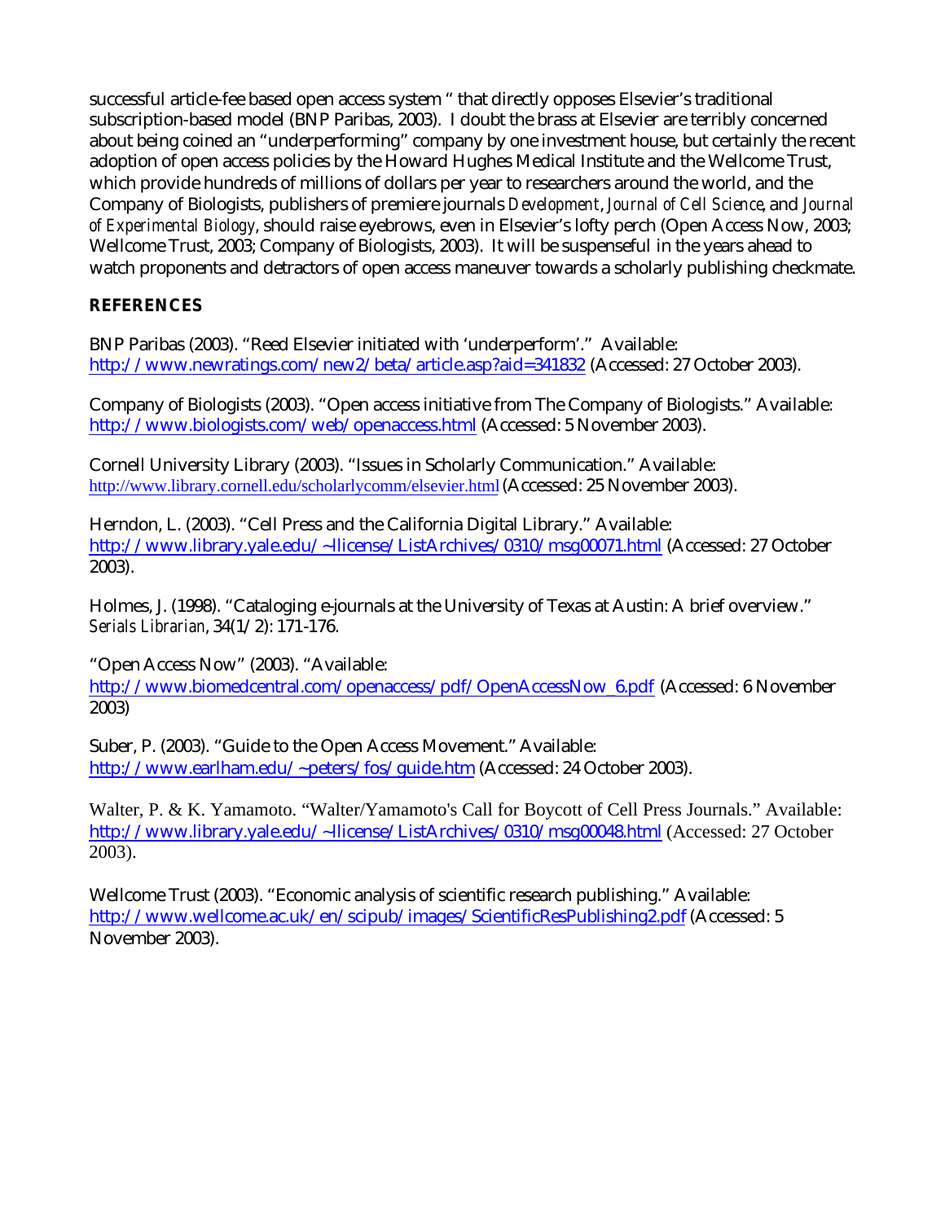successful article-fee based open access system " that directly opposes Elsevier's traditional subscription-based model (BNP Paribas, 2003). I doubt the brass at Elsevier are terribly concerned about being coined an "underperforming" company by one investment house, but certainly the recent adoption of open access policies by the Howard Hughes Medical Institute and the Wellcome Trust, which provide hundreds of millions of dollars per year to researchers around the world, and the Company of Biologists, publishers of premiere journals *Development*, *Journal of Cell Science*, and *Journal of Experimental Biology*, should raise eyebrows, even in Elsevier's lofty perch (Open Access Now, 2003; Wellcome Trust, 2003; Company of Biologists, 2003). It will be suspenseful in the years ahead to watch proponents and detractors of open access maneuver towards a scholarly publishing checkmate.

## REFERENCES

BNP Paribas (2003). "Reed Elsevier initiated with 'underperform'." Available: http://www.newratings.com/new2/beta/article.asp?aid=341832 (Accessed: 27 October 2003).

Company of Biologists (2003). "Open access initiative from The Company of Biologists." Available: http://www.biologists.com/web/openaccess.html (Accessed: 5 November 2003).

Cornell University Library (2003). "Issues in Scholarly Communication." Available: http://www.library.cornell.edu/scholarlycomm/elsevier.html (Accessed: 25 November 2003).

Herndon, L. (2003). "Cell Press and the California Digital Library." Available: http://www.library.yale.edu/~llicense/ListArchives/0310/msg00071.html (Accessed: 27 October 2003).

Holmes, J. (1998). "Cataloging e-journals at the University of Texas at Austin: A brief overview." *Serials Librarian*, 34(1/2): 171-176.

"Open Access Now" (2003). "Available: http://www.biomedcentral.com/openaccess/pdf/OpenAccessNow_6.pdf (Accessed: 6 November 2003)

Suber, P. (2003). "Guide to the Open Access Movement." Available: http://www.earlham.edu/~peters/fos/guide.htm (Accessed: 24 October 2003).

Walter, P. & K. Yamamoto. "Walter/Yamamoto's Call for Boycott of Cell Press Journals." Available: http://www.library.yale.edu/~llicense/ListArchives/0310/msg00048.html (Accessed: 27 October 2003).

Wellcome Trust (2003). "Economic analysis of scientific research publishing." Available: http://www.wellcome.ac.uk/en/scipub/images/ScientificResPublishing2.pdf (Accessed: 5 November 2003).